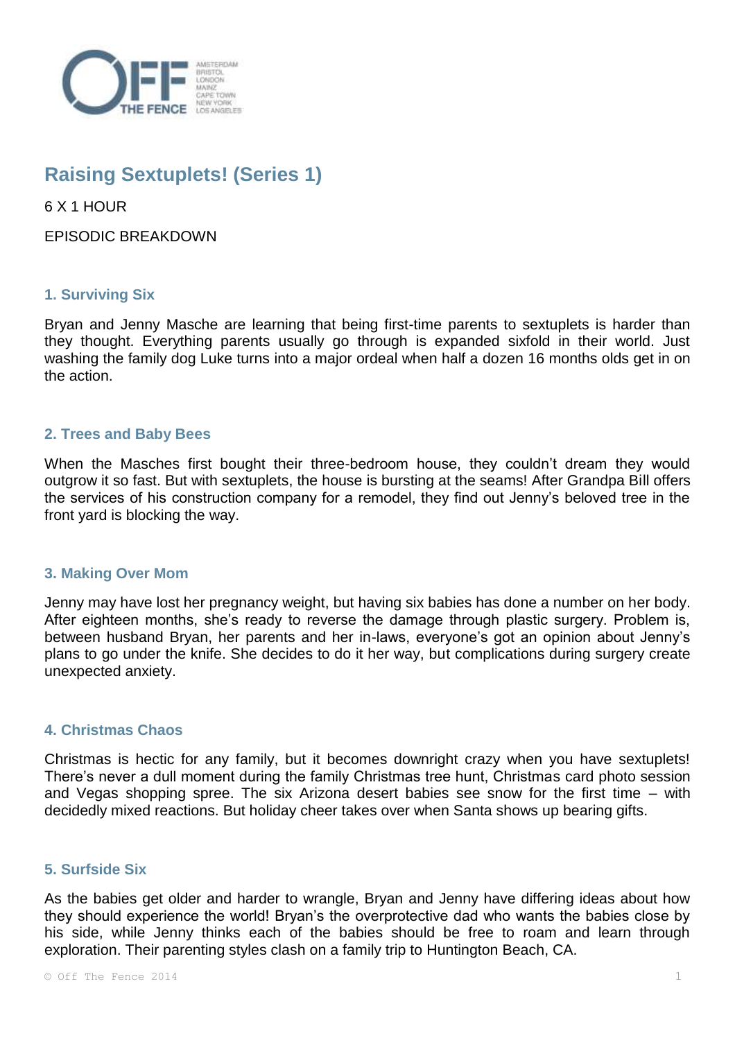# Raising Sextuplets! (Series 1)

6 X 1 HOUR

EPISODIC BREAKDOWN

### 1. Surviving Six

Bryan and Jenny Masche are learning that being first-time parents to sextuplets is harder than they thought. Everything parents usually go through is expanded sixfold in their world. Just washing the family dog Luke turns into a major ordeal when half a dozen 16 months olds get in on the action.

### 2. Trees and Baby Bees

When the Masches first bought their three-bedroom house, they couldn't dream they would outgrow it so fast. But with sextuplets, the house is bursting at the seams! After Grandpa Bill offers the services of his construction company for a remodel, they find out Jenny's beloved tree in the front yard is blocking the way.

### 3. Making Over Mom

Jenny may have lost her pregnancy weight, but having six babies has done a number on her body. After eighteen months, she's ready to reverse the damage through plastic surgery. Problem is, between husband Bryan, her parents and her in-laws, everyone's got an opinion about Jenny's plans to go under the knife. She decides to do it her way, but complications during surgery create unexpected anxiety.

### 4. Christmas Chaos

Christmas is hectic for any family, but it becomes downright crazy when you have sextuplets! There's never a dull moment during the family Christmas tree hunt, Christmas card photo session and Vegas shopping spree. The six Arizona desert babies see snow for the first time – with decidedly mixed reactions. But holiday cheer takes over when Santa shows up bearing gifts.

### 5. Surfside Six

As the babies get older and harder to wrangle, Bryan and Jenny have differing ideas about how they should experience the world! Bryan's the overprotective dad who wants the babies close by his side, while Jenny thinks each of the babies should be free to roam and learn through exploration. Their parenting styles clash on a family trip to Huntington Beach, CA.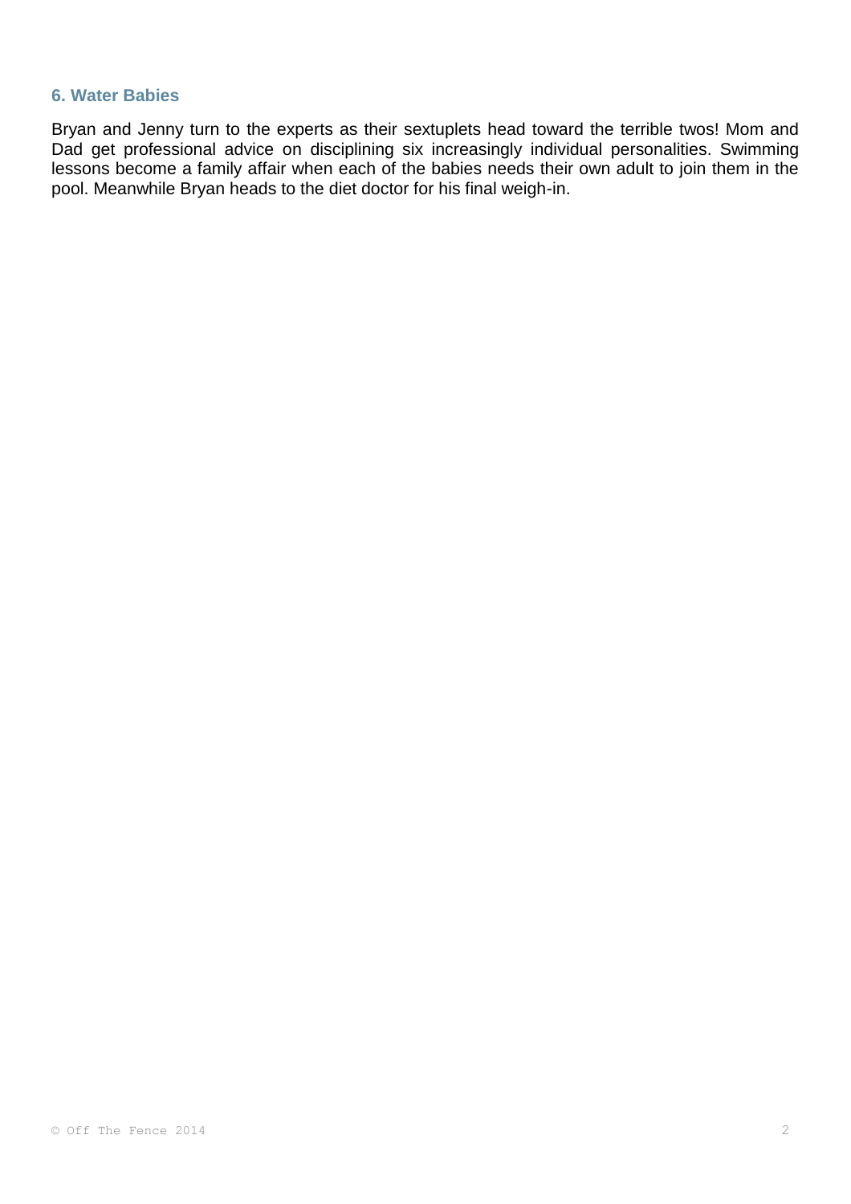### 6. Water Babies

Bryan and Jenny turn to the experts as their sextuplets head toward the terrible twos! Mom and Dad get professional advice on disciplining six increasingly individual personalities. Swimming lessons become a family affair when each of the babies needs their own adult to join them in the pool. Meanwhile Bryan heads to the diet doctor for his final weigh-in.